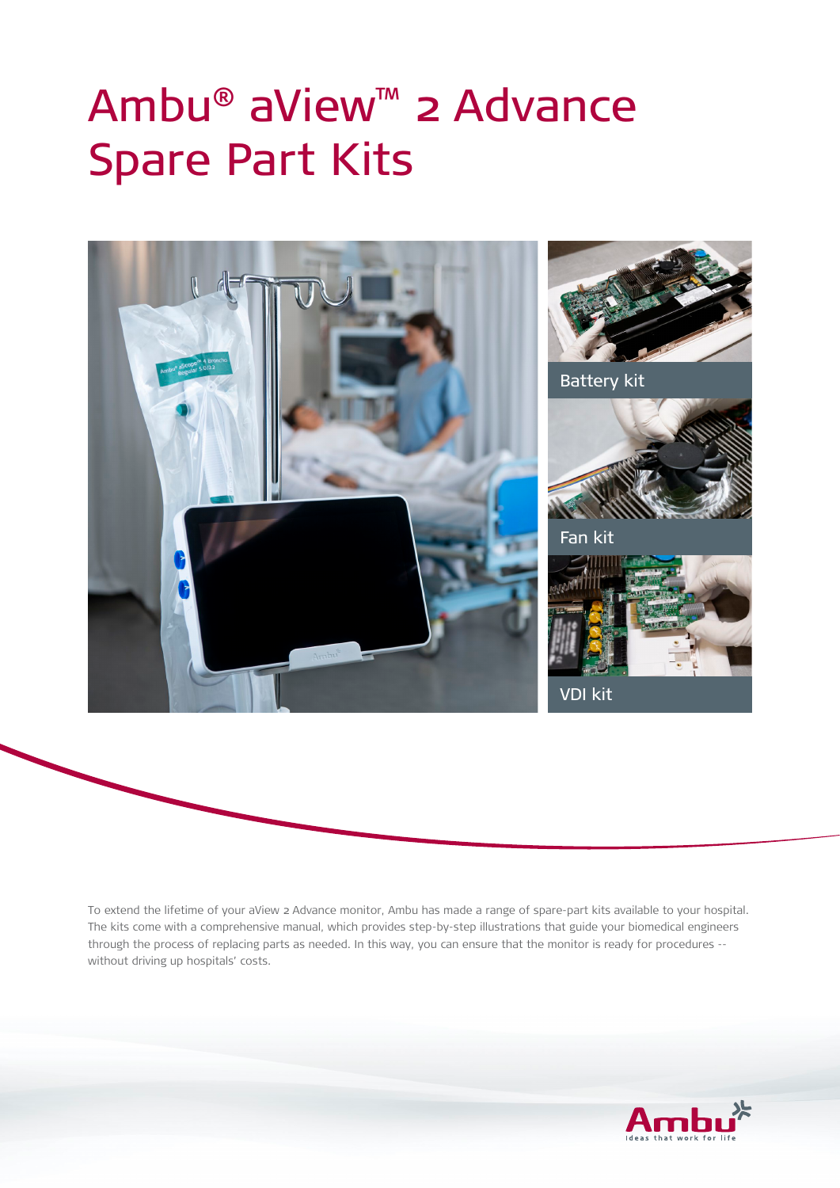# Ambu® aView™ 2 Advance Spare Part Kits

Battery kit

Fan kit

VDI kit

To extend the lifetime of your aView 2 Advance monitor, Ambu has made a range of spare-part kits available to your hospital. The kits come with a comprehensive manual, which provides step-by-step illustrations that guide your biomedical engineers through the process of replacing parts as needed. In this way, you can ensure that the monitor is ready for procedures -- without driving up hospitals' costs.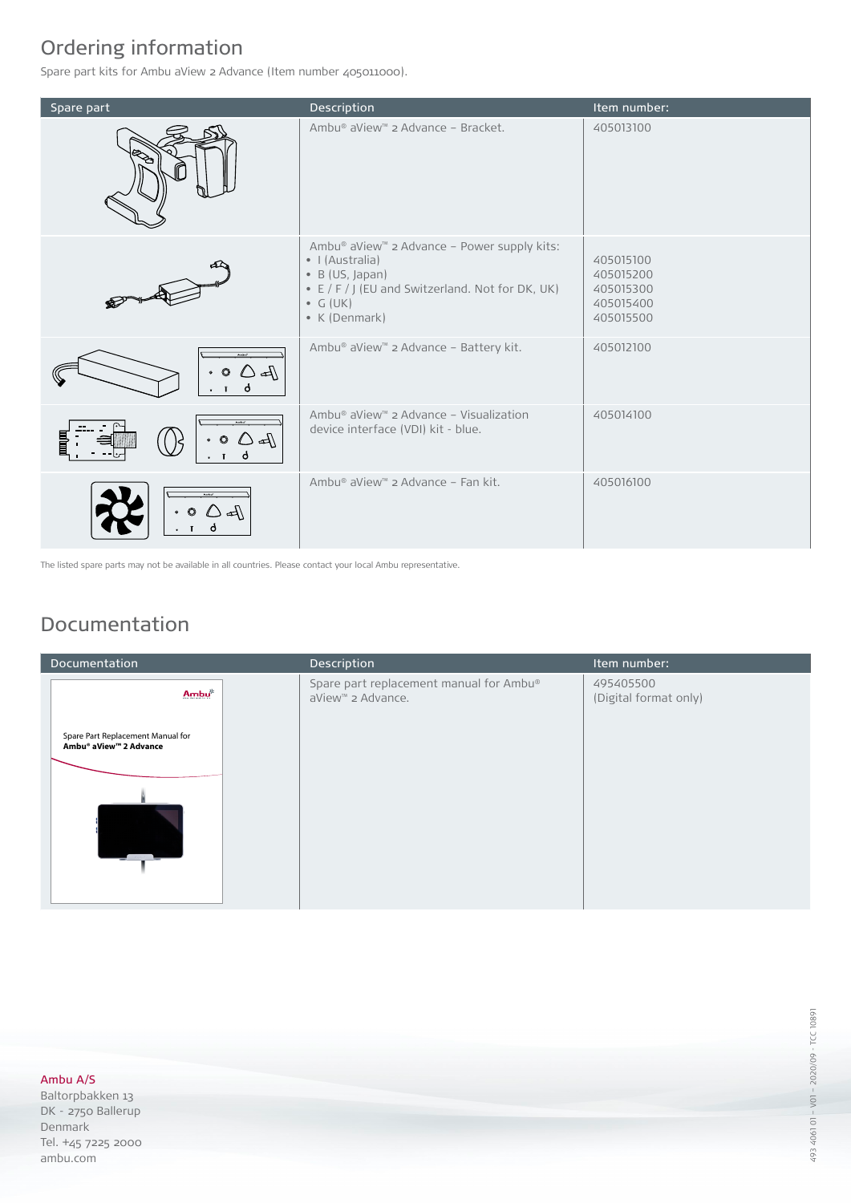## Ordering information

Spare part kits for Ambu aView 2 Advance (Item number 405011000).

| Spare part | Description | Item number: |
|---|---|---|
| | Ambu® aView™ 2 Advance – Bracket. | 405013100 |
| | Ambu® aView™ 2 Advance – Power supply kits:<br>• I (Australia)<br>• B (US, Japan)<br>• E / F / J (EU and Switzerland. Not for DK, UK)<br>• G (UK)<br>• K (Denmark) | <br>405015100<br>405015200<br>405015300<br>405015400<br>405015500 |
| | Ambu® aView™ 2 Advance – Battery kit. | 405012100 |
| | Ambu® aView™ 2 Advance – Visualization device interface (VDI) kit - blue. | 405014100 |
| | Ambu® aView™ 2 Advance – Fan kit. | 405016100 |

The listed spare parts may not be available in all countries. Please contact your local Ambu representative.

## Documentation

| Documentation | Description | Item number: |
|---|---|---|
| Spare Part Replacement Manual for **Ambu® aView™ 2 Advance** | Spare part replacement manual for Ambu® aView™ 2 Advance. | 495405500<br>(Digital format only) |

Ambu A/S
Baltorpbakken 13
DK - 2750 Ballerup
Denmark
Tel. +45 7225 2000
ambu.com

493 4061 01 – V01 – 2020/09 - TCC 10891